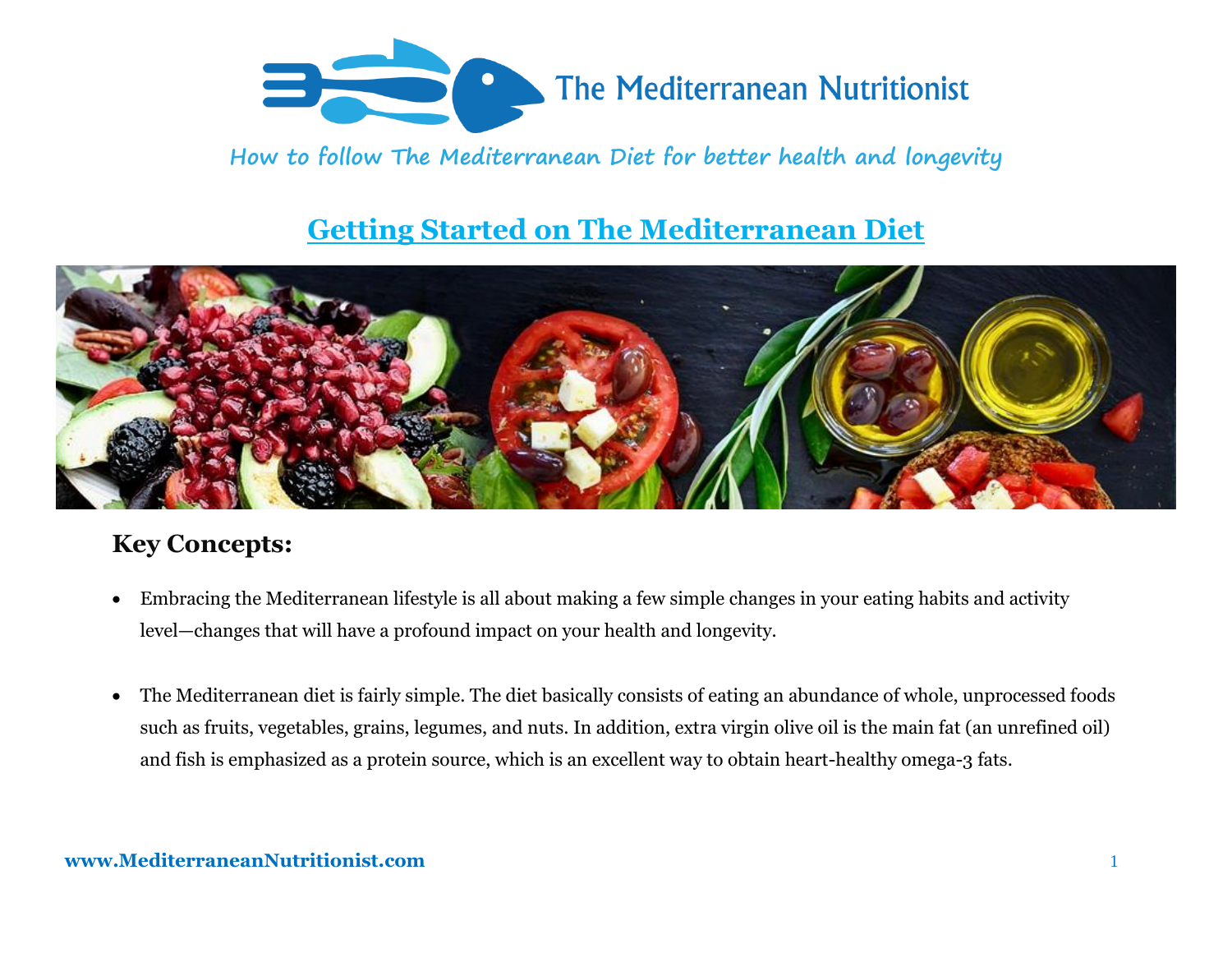The Mediterranean Nutritionist

How to follow The Mediterranean Diet for better health and longevity

# Getting Started on The Mediterranean Diet

## Key Concepts:

- Embracing the Mediterranean lifestyle is all about making a few simple changes in your eating habits and activity level—changes that will have a profound impact on your health and longevity.

- The Mediterranean diet is fairly simple. The diet basically consists of eating an abundance of whole, unprocessed foods such as fruits, vegetables, grains, legumes, and nuts. In addition, extra virgin olive oil is the main fat (an unrefined oil) and fish is emphasized as a protein source, which is an excellent way to obtain heart-healthy omega-3 fats.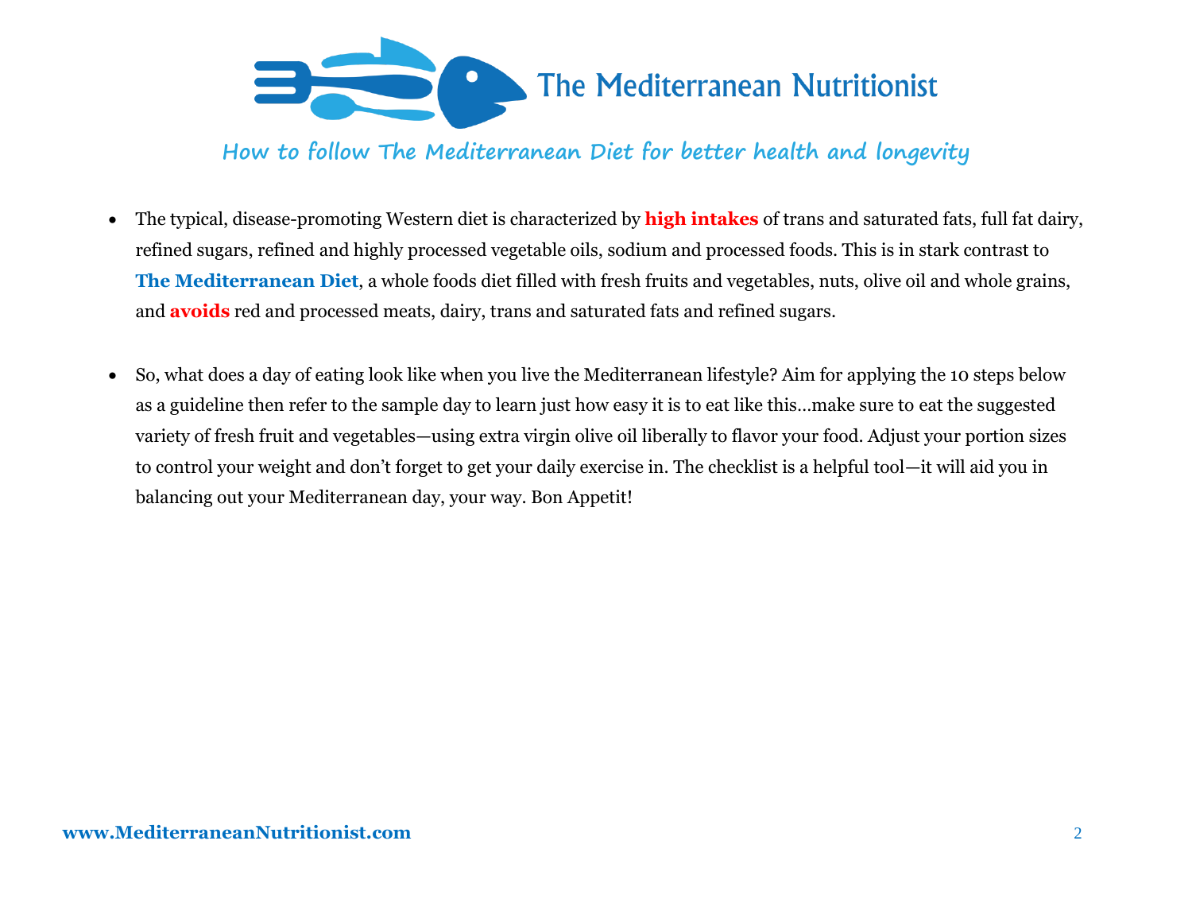# The Mediterranean Nutritionist

## How to follow The Mediterranean Diet for better health and longevity

- The typical, disease-promoting Western diet is characterized by **high intakes** of trans and saturated fats, full fat dairy, refined sugars, refined and highly processed vegetable oils, sodium and processed foods. This is in stark contrast to **The Mediterranean Diet**, a whole foods diet filled with fresh fruits and vegetables, nuts, olive oil and whole grains, and **avoids** red and processed meats, dairy, trans and saturated fats and refined sugars.

- So, what does a day of eating look like when you live the Mediterranean lifestyle? Aim for applying the 10 steps below as a guideline then refer to the sample day to learn just how easy it is to eat like this…make sure to eat the suggested variety of fresh fruit and vegetables—using extra virgin olive oil liberally to flavor your food. Adjust your portion sizes to control your weight and don't forget to get your daily exercise in. The checklist is a helpful tool—it will aid you in balancing out your Mediterranean day, your way. Bon Appetit!

**www.MediterraneanNutritionist.com**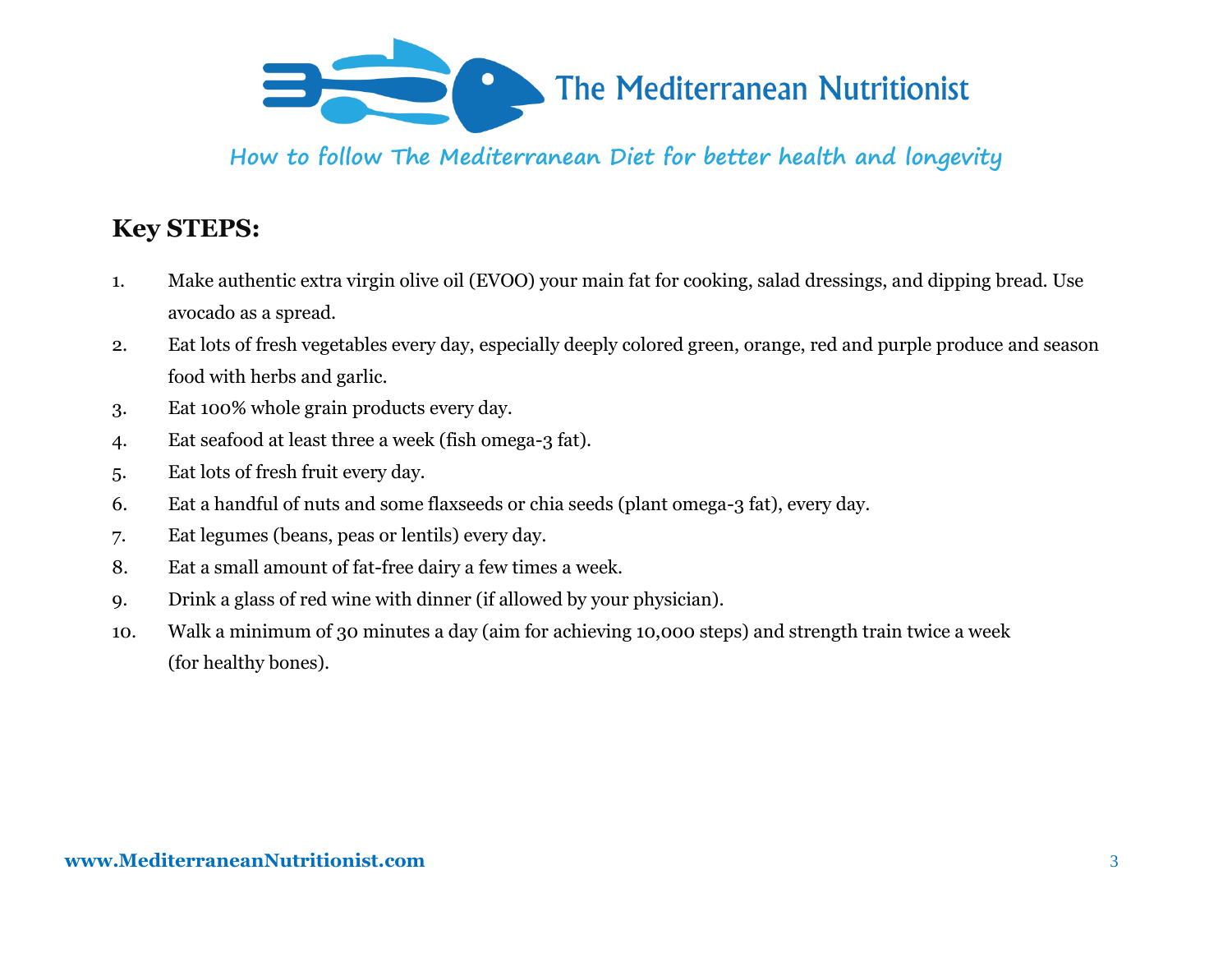# The Mediterranean Nutritionist

*How to follow The Mediterranean Diet for better health and longevity*

## Key STEPS:

1. Make authentic extra virgin olive oil (EVOO) your main fat for cooking, salad dressings, and dipping bread. Use avocado as a spread.
2. Eat lots of fresh vegetables every day, especially deeply colored green, orange, red and purple produce and season food with herbs and garlic.
3. Eat 100% whole grain products every day.
4. Eat seafood at least three a week (fish omega-3 fat).
5. Eat lots of fresh fruit every day.
6. Eat a handful of nuts and some flaxseeds or chia seeds (plant omega-3 fat), every day.
7. Eat legumes (beans, peas or lentils) every day.
8. Eat a small amount of fat-free dairy a few times a week.
9. Drink a glass of red wine with dinner (if allowed by your physician).
10. Walk a minimum of 30 minutes a day (aim for achieving 10,000 steps) and strength train twice a week (for healthy bones).

**www.MediterraneanNutritionist.com**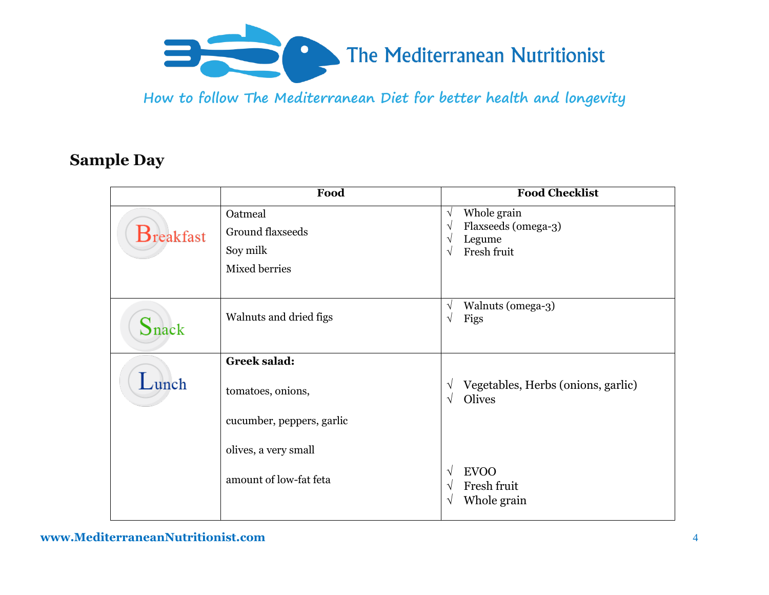## Sample Day

| | Food | Food Checklist |
|---|---|---|
| Breakfast | Oatmeal<br>Ground flaxseeds<br>Soy milk<br>Mixed berries | √ Whole grain<br>√ Flaxseeds (omega-3)<br>√ Legume<br>√ Fresh fruit |
| Snack | Walnuts and dried figs | √ Walnuts (omega-3)<br>√ Figs |
| Lunch | **Greek salad:**<br>tomatoes, onions,<br>cucumber, peppers, garlic<br>olives, a very small<br>amount of low-fat feta | √ Vegetables, Herbs (onions, garlic)<br>√ Olives<br>√ EVOO<br>√ Fresh fruit<br>√ Whole grain |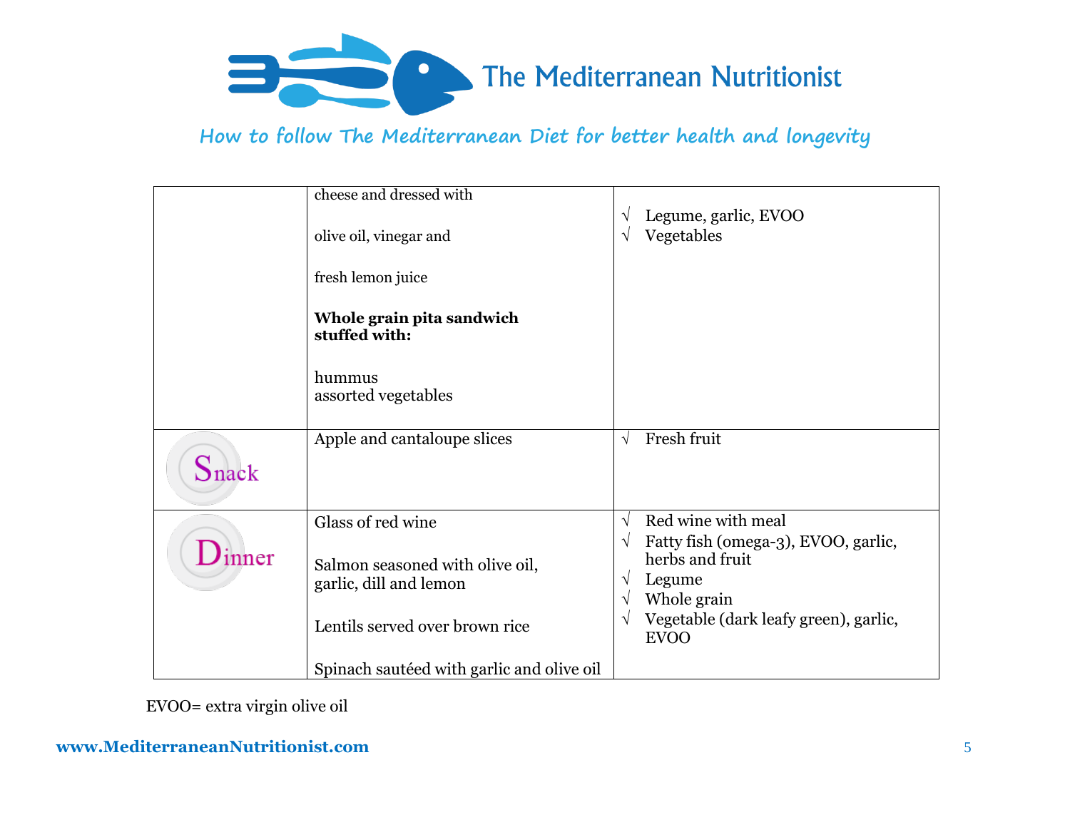| | | |
|---|---|---|
| | cheese and dressed with<br><br>olive oil, vinegar and<br><br>fresh lemon juice<br><br>**Whole grain pita sandwich stuffed with:**<br><br>hummus<br>assorted vegetables | √ Legume, garlic, EVOO<br>√ Vegetables |
| Snack | Apple and cantaloupe slices | √ Fresh fruit |
| Dinner | Glass of red wine<br><br>Salmon seasoned with olive oil, garlic, dill and lemon<br><br>Lentils served over brown rice<br><br>Spinach sautéed with garlic and olive oil | √ Red wine with meal<br>√ Fatty fish (omega-3), EVOO, garlic, herbs and fruit<br>√ Legume<br>√ Whole grain<br>√ Vegetable (dark leafy green), garlic, EVOO |

EVOO= extra virgin olive oil